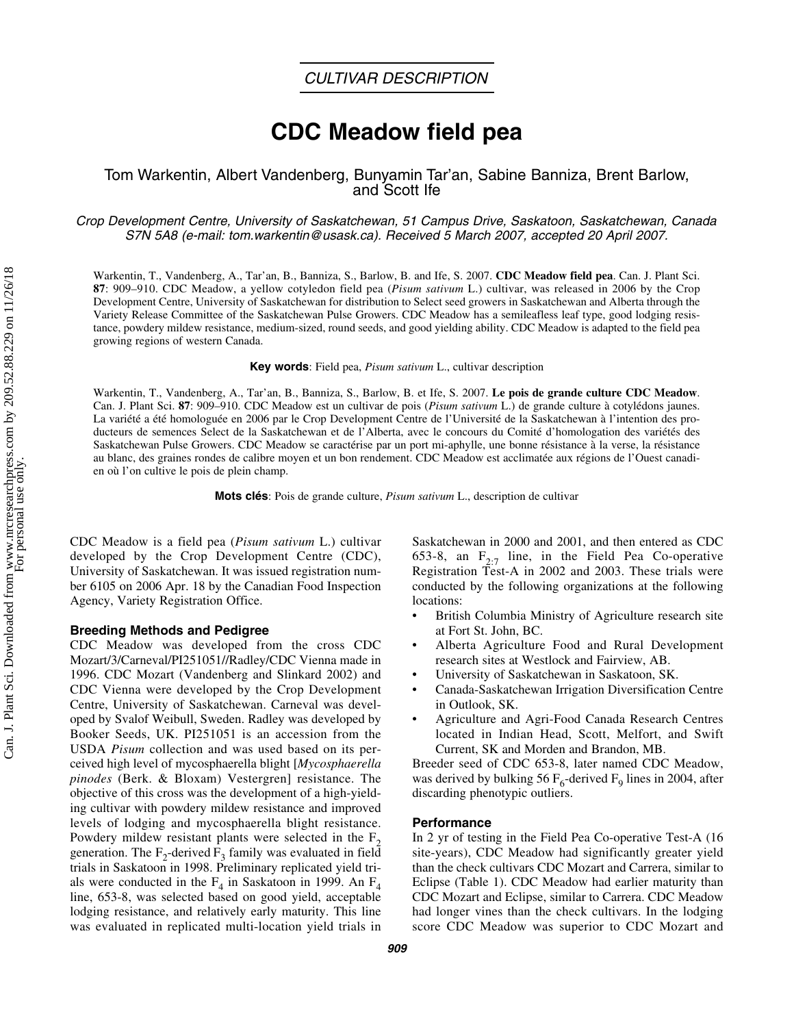*CULTIVAR DESCRIPTION*

# CDC Meadow field pea

Tom Warkentin, Albert Vandenberg, Bunyamin Tar'an, Sabine Banniza, Brent Barlow, and Scott Ife

*Crop Development Centre, University of Saskatchewan, 51 Campus Drive, Saskatoon, Saskatchewan, Canada S7N 5A8 (e-mail: tom.warkentin@usask.ca). Received 5 March 2007, accepted 20 April 2007.*

Warkentin, T., Vandenberg, A., Tar'an, B., Banniza, S., Barlow, B. and Ife, S. 2007. **CDC Meadow field pea**. Can. J. Plant Sci. **87**: 909–910. CDC Meadow, a yellow cotyledon field pea (*Pisum sativum* L.) cultivar, was released in 2006 by the Crop Development Centre, University of Saskatchewan for distribution to Select seed growers in Saskatchewan and Alberta through the Variety Release Committee of the Saskatchewan Pulse Growers. CDC Meadow has a semileafless leaf type, good lodging resistance, powdery mildew resistance, medium-sized, round seeds, and good yielding ability. CDC Meadow is adapted to the field pea growing regions of western Canada.

**Key words**: Field pea, *Pisum sativum* L., cultivar description

Warkentin, T., Vandenberg, A., Tar'an, B., Banniza, S., Barlow, B. et Ife, S. 2007. **Le pois de grande culture CDC Meadow**. Can. J. Plant Sci. **87**: 909–910. CDC Meadow est un cultivar de pois (*Pisum sativum* L.) de grande culture à cotylédons jaunes. La variété a été homologuée en 2006 par le Crop Development Centre de l'Université de la Saskatchewan à l'intention des producteurs de semences Select de la Saskatchewan et de l'Alberta, avec le concours du Comité d'homologation des variétés des Saskatchewan Pulse Growers. CDC Meadow se caractérise par un port mi-aphylle, une bonne résistance à la verse, la résistance au blanc, des graines rondes de calibre moyen et un bon rendement. CDC Meadow est acclimatée aux régions de l'Ouest canadien où l'on cultive le pois de plein champ.

**Mots clés**: Pois de grande culture, *Pisum sativum* L., description de cultivar

CDC Meadow is a field pea (*Pisum sativum* L.) cultivar developed by the Crop Development Centre (CDC), University of Saskatchewan. It was issued registration number 6105 on 2006 Apr. 18 by the Canadian Food Inspection Agency, Variety Registration Office.

### Breeding Methods and Pedigree

CDC Meadow was developed from the cross CDC Mozart/3/Carneval/PI251051//Radley/CDC Vienna made in 1996. CDC Mozart (Vandenberg and Slinkard 2002) and CDC Vienna were developed by the Crop Development Centre, University of Saskatchewan. Carneval was developed by Svalof Weibull, Sweden. Radley was developed by Booker Seeds, UK. PI251051 is an accession from the USDA *Pisum* collection and was used based on its perceived high level of mycosphaerella blight [*Mycosphaerella pinodes* (Berk. & Bloxam) Vestergren] resistance. The objective of this cross was the development of a high-yielding cultivar with powdery mildew resistance and improved levels of lodging and mycosphaerella blight resistance. Powdery mildew resistant plants were selected in the $F_2$ generation. The $F_2$-derived $F_3$ family was evaluated in field trials in Saskatoon in 1998. Preliminary replicated yield trials were conducted in the $F_4$ in Saskatoon in 1999. An $F_4$ line, 653-8, was selected based on good yield, acceptable lodging resistance, and relatively early maturity. This line was evaluated in replicated multi-location yield trials in Saskatchewan in 2000 and 2001, and then entered as CDC 653-8, an $F_{2:7}$ line, in the Field Pea Co-operative Registration Test-A in 2002 and 2003. These trials were conducted by the following organizations at the following locations:

- British Columbia Ministry of Agriculture research site at Fort St. John, BC.
- Alberta Agriculture Food and Rural Development research sites at Westlock and Fairview, AB.
- University of Saskatchewan in Saskatoon, SK.
- Canada-Saskatchewan Irrigation Diversification Centre in Outlook, SK.
- Agriculture and Agri-Food Canada Research Centres located in Indian Head, Scott, Melfort, and Swift Current, SK and Morden and Brandon, MB.

Breeder seed of CDC 653-8, later named CDC Meadow, was derived by bulking 56 $F_6$-derived $F_9$ lines in 2004, after discarding phenotypic outliers.

### Performance

In 2 yr of testing in the Field Pea Co-operative Test-A (16 site-years), CDC Meadow had significantly greater yield than the check cultivars CDC Mozart and Carrera, similar to Eclipse (Table 1). CDC Meadow had earlier maturity than CDC Mozart and Eclipse, similar to Carrera. CDC Meadow had longer vines than the check cultivars. In the lodging score CDC Meadow was superior to CDC Mozart and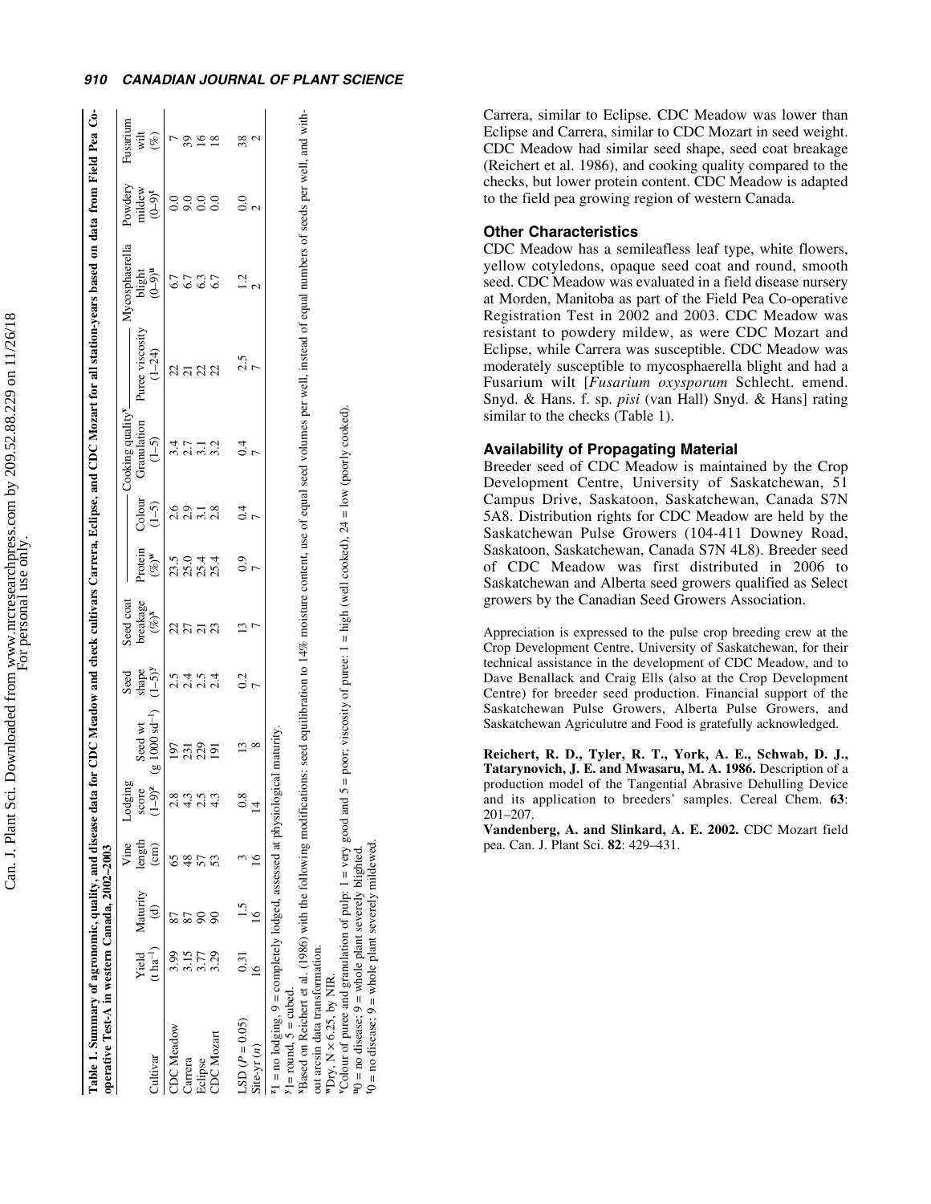**Table 1. Summary of agronomic, quality, and disease data for CDC Meadow and check cultivars Carrera, Eclipse, and CDC Mozart for all station-years based on data from Field Pea Co-operative Test-A in western Canada, 2002–2003**

| Cultivar | Yield ($t\ ha^{-1}$) | Maturity (d) | Vine length (cm) | Lodging score (1–9)[z] | Seed wt (g 1000 $sd^{-1}$) | Seed shape (1–5)[y] | Seed coat breakage (%)[x] | Protein (%)[w] | Cooking quality[v] | | | Mycosphaerella blight (0–9)[u] | Powdery mildew (0–9)[t] | Fusarium wilt (%) |
|---|---|---|---|---|---|---|---|---|---|---|---|---|---|---|
| | | | | | | | | | Colour (1–5) | Granulation (1–5) | Puree viscosity (1–24) | | | |
| CDC Meadow | 3.99 | 87 | 65 | 2.8 | 197 | 2.5 | 22 | 23.5 | 2.6 | 3.4 | 22 | 6.7 | 0.0 | 7 |
| Carrera | 3.15 | 87 | 48 | 4.3 | 231 | 2.4 | 27 | 25.0 | 2.9 | 2.7 | 21 | 6.7 | 9.0 | 39 |
| Eclipse | 3.77 | 90 | 57 | 2.5 | 229 | 2.5 | 21 | 25.4 | 3.1 | 3.1 | 22 | 6.3 | 0.0 | 16 |
| CDC Mozart | 3.29 | 90 | 53 | 4.3 | 191 | 2.4 | 23 | 25.4 | 2.8 | 3.2 | 22 | 6.7 | 0.0 | 18 |
| LSD ($P = 0.05$) | 0.31 | 1.5 | 3 | 0.8 | 13 | 0.2 | 13 | 0.9 | 0.4 | 0.4 | 2.5 | 1.2 | 0.0 | 38 |
| Site-yr ($n$) | 16 | 16 | 16 | 14 | 8 | 7 | 7 | 7 | 7 | 7 | 7 | 2 | 2 | 2 |

[z]1 = no lodging, 9 = completely lodged, assessed at physiological maturity.
[y]1= round, 5 = cubed.
[x]Based on Reichert et al. (1986) with the following modifications: seed equilibration to 14% moisture content, use of equal seed volumes per well, instead of equal numbers of seeds per well, and without arcsin data transformation.
[w]Dry, N × 6.25, by NIR.
[v]Colour of puree and granulation of pulp: 1 = very good and 5 = poor; viscosity of puree: 1 = high (well cooked), 24 = low (poorly cooked).
[u]0 = no disease; 9 = whole plant severely blighted.
[t]0 = no disease; 9 = whole plant severely mildewed.

Carrera, similar to Eclipse. CDC Meadow was lower than Eclipse and Carrera, similar to CDC Mozart in seed weight. CDC Meadow had similar seed shape, seed coat breakage (Reichert et al. 1986), and cooking quality compared to the checks, but lower protein content. CDC Meadow is adapted to the field pea growing region of western Canada.

### Other Characteristics

CDC Meadow has a semileafless leaf type, white flowers, yellow cotyledons, opaque seed coat and round, smooth seed. CDC Meadow was evaluated in a field disease nursery at Morden, Manitoba as part of the Field Pea Co-operative Registration Test in 2002 and 2003. CDC Meadow was resistant to powdery mildew, as were CDC Mozart and Eclipse, while Carrera was susceptible. CDC Meadow was moderately susceptible to mycosphaerella blight and had a Fusarium wilt [*Fusarium oxysporum* Schlecht. emend. Snyd. & Hans. f. sp. *pisi* (van Hall) Snyd. & Hans] rating similar to the checks (Table 1).

### Availability of Propagating Material

Breeder seed of CDC Meadow is maintained by the Crop Development Centre, University of Saskatchewan, 51 Campus Drive, Saskatoon, Saskatchewan, Canada S7N 5A8. Distribution rights for CDC Meadow are held by the Saskatchewan Pulse Growers (104-411 Downey Road, Saskatoon, Saskatchewan, Canada S7N 4L8). Breeder seed of CDC Meadow was first distributed in 2006 to Saskatchewan and Alberta seed growers qualified as Select growers by the Canadian Seed Growers Association.

Appreciation is expressed to the pulse crop breeding crew at the Crop Development Centre, University of Saskatchewan, for their technical assistance in the development of CDC Meadow, and to Dave Benallack and Craig Ells (also at the Crop Development Centre) for breeder seed production. Financial support of the Saskatchewan Pulse Growers, Alberta Pulse Growers, and Saskatchewan Agriculutre and Food is gratefully acknowledged.

**Reichert, R. D., Tyler, R. T., York, A. E., Schwab, D. J., Tatarynovich, J. E. and Mwasaru, M. A. 1986.** Description of a production model of the Tangential Abrasive Dehulling Device and its application to breeders' samples. Cereal Chem. **63**: 201–207.

**Vandenberg, A. and Slinkard, A. E. 2002.** CDC Mozart field pea. Can. J. Plant Sci. **82**: 429–431.